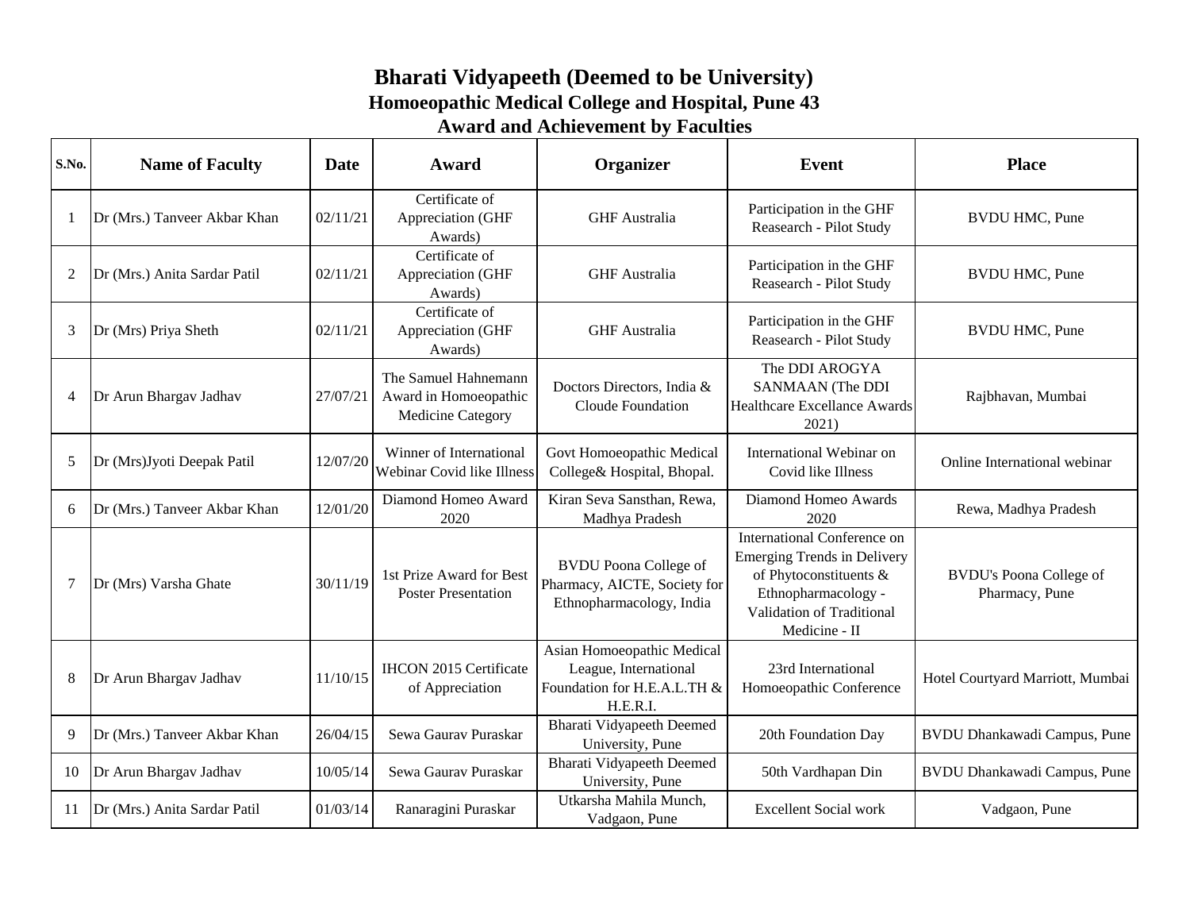# Bharati Vidyapeeth (Deemed to be University)

## Homoeopathic Medical College and Hospital, Pune 43

## Award and Achievement by Faculties

| S.No. | Name of Faculty | Date | Award | Organizer | Event | Place |
|---|---|---|---|---|---|---|
| 1 | Dr (Mrs.) Tanveer Akbar Khan | 02/11/21 | Certificate of Appreciation (GHF Awards) | GHF Australia | Participation in the GHF Reasearch - Pilot Study | BVDU HMC, Pune |
| 2 | Dr (Mrs.) Anita Sardar Patil | 02/11/21 | Certificate of Appreciation (GHF Awards) | GHF Australia | Participation in the GHF Reasearch - Pilot Study | BVDU HMC, Pune |
| 3 | Dr (Mrs) Priya Sheth | 02/11/21 | Certificate of Appreciation (GHF Awards) | GHF Australia | Participation in the GHF Reasearch - Pilot Study | BVDU HMC, Pune |
| 4 | Dr Arun Bhargav Jadhav | 27/07/21 | The Samuel Hahnemann Award in Homoeopathic Medicine Category | Doctors Directors, India & Cloude Foundation | The DDI AROGYA SANMAAN (The DDI Healthcare Excellance Awards 2021) | Rajbhavan, Mumbai |
| 5 | Dr (Mrs)Jyoti Deepak Patil | 12/07/20 | Winner of International Webinar Covid like Illness | Govt Homoeopathic Medical College& Hospital, Bhopal. | International Webinar on Covid like Illness | Online International webinar |
| 6 | Dr (Mrs.) Tanveer Akbar Khan | 12/01/20 | Diamond Homeo Award 2020 | Kiran Seva Sansthan, Rewa, Madhya Pradesh | Diamond Homeo Awards 2020 | Rewa, Madhya Pradesh |
| 7 | Dr (Mrs) Varsha Ghate | 30/11/19 | 1st Prize Award for Best Poster Presentation | BVDU Poona College of Pharmacy, AICTE, Society for Ethnopharmacology, India | International Conference on Emerging Trends in Delivery of Phytoconstituents & Ethnopharmacology - Validation of Traditional Medicine - II | BVDU's Poona College of Pharmacy, Pune |
| 8 | Dr Arun Bhargav Jadhav | 11/10/15 | IHCON 2015 Certificate of Appreciation | Asian Homoeopathic Medical League, International Foundation for H.E.A.L.TH & H.E.R.I. | 23rd International Homoeopathic Conference | Hotel Courtyard Marriott, Mumbai |
| 9 | Dr (Mrs.) Tanveer Akbar Khan | 26/04/15 | Sewa Gaurav Puraskar | Bharati Vidyapeeth Deemed University, Pune | 20th Foundation Day | BVDU Dhankawadi Campus, Pune |
| 10 | Dr Arun Bhargav Jadhav | 10/05/14 | Sewa Gaurav Puraskar | Bharati Vidyapeeth Deemed University, Pune | 50th Vardhapan Din | BVDU Dhankawadi Campus, Pune |
| 11 | Dr (Mrs.) Anita Sardar Patil | 01/03/14 | Ranaragini Puraskar | Utkarsha Mahila Munch, Vadgaon, Pune | Excellent Social work | Vadgaon, Pune |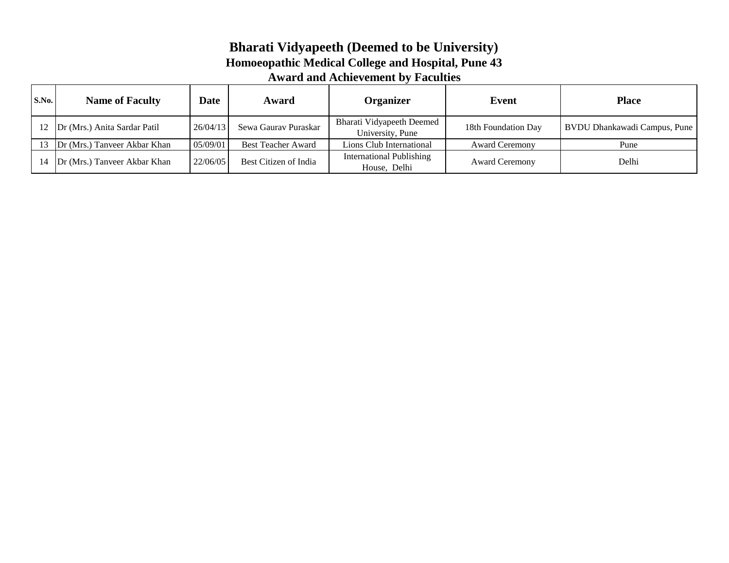# Bharati Vidyapeeth (Deemed to be University)

## Homoeopathic Medical College and Hospital, Pune 43

## Award and Achievement by Faculties

| S.No. | Name of Faculty | Date | Award | Organizer | Event | Place |
|---|---|---|---|---|---|---|
| 12 | Dr (Mrs.) Anita Sardar Patil | 26/04/13 | Sewa Gaurav Puraskar | Bharati Vidyapeeth Deemed University, Pune | 18th Foundation Day | BVDU Dhankawadi Campus, Pune |
| 13 | Dr (Mrs.) Tanveer Akbar Khan | 05/09/01 | Best Teacher Award | Lions Club International | Award Ceremony | Pune |
| 14 | Dr (Mrs.) Tanveer Akbar Khan | 22/06/05 | Best Citizen of India | International Publishing House, Delhi | Award Ceremony | Delhi |